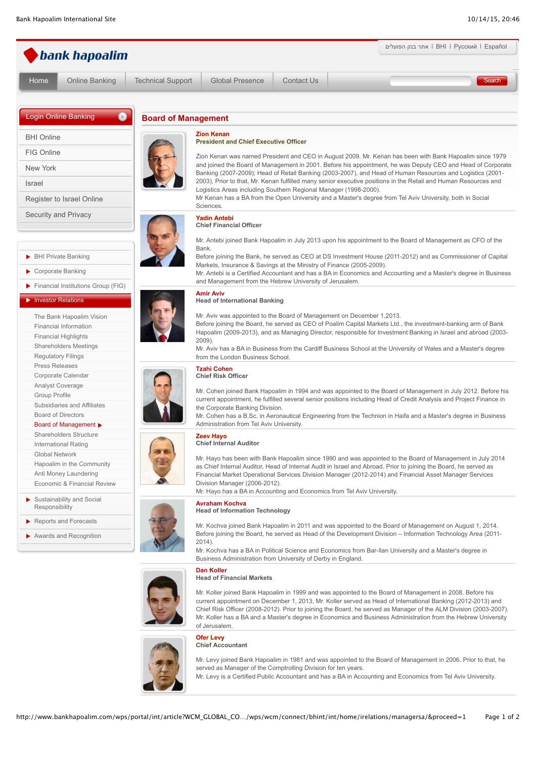bank hapoalim

אתר בנק הפועלים | BHI | Русский | Español

Home | Online Banking | Technical Support | Global Presence | Contact Us

Search

- Login Online Banking
- BHI Online
- FIG Online
- New York
- Israel
- Register to Israel Online
- Security and Privacy

- BHI Private Banking
- Corporate Banking
- Financial Institutions Group (FIG)
- Investor Relations
  - The Bank Hapoalim Vision
  - Financial Information
  - Financial Highlights
  - Shareholders Meetings
  - Regulatory Filings
  - Press Releases
  - Corporate Calendar
  - Analyst Coverage
  - Group Profile
  - Subsidiaries and Affiliates
  - Board of Directors
  - Board of Management
  - Shareholders Structure
  - International Rating
  - Global Network
  - Hapoalim in the Community
  - Anti Money Laundering
  - Economic & Financial Review
- Sustainability and Social Responsibility
- Reports and Forecasts
- Awards and Recognition

## Board of Management

**Zion Kenan**
**President and Chief Executive Officer**

Zion Kenan was named President and CEO in August 2009. Mr. Kenan has been with Bank Hapoalim since 1979 and joined the Board of Management in 2001. Before his appointment, he was Deputy CEO and Head of Corporate Banking (2007-2009); Head of Retail Banking (2003-2007), and Head of Human Resources and Logistics (2001-2003). Prior to that, Mr. Kenan fulfilled many senior executive positions in the Retail and Human Resources and Logistics Areas including Southern Regional Manager (1998-2000).
Mr Kenan has a BA from the Open University and a Master's degree from Tel Aviv University, both in Social Sciences.

**Yadin Antebi**
**Chief Financial Officer**

Mr. Antebi joined Bank Hapoalim in July 2013 upon his appointment to the Board of Management as CFO of the Bank.
Before joining the Bank, he served as CEO at DS Investment House (2011-2012) and as Commissioner of Capital Markets, Insurance & Savings at the Ministry of Finance (2005-2009).
Mr. Antebi is a Certified Accountant and has a BA in Economics and Accounting and a Master's degree in Business and Management from the Hebrew University of Jerusalem.

**Amir Aviv**
**Head of International Banking**

Mr. Aviv was appointed to the Board of Management on December 1,2013.
Before joining the Board, he served as CEO of Poalim Capital Markets Ltd., the investment-banking arm of Bank Hapoalim (2009-2013), and as Managing Director, responsible for Investment Banking in Israel and abroad (2003-2009).
Mr. Aviv has a BA in Business from the Cardiff Business School at the University of Wales and a Master's degree from the London Business School.

**Tzahi Cohen**
**Chief Risk Officer**

Mr. Cohen joined Bank Hapoalim in 1994 and was appointed to the Board of Management in July 2012. Before his current appointment, he fulfilled several senior positions including Head of Credit Analysis and Project Finance in the Corporate Banking Division.
Mr. Cohen has a B.Sc. in Aeronautical Engineering from the Technion in Haifa and a Master's degree in Business Administration from Tel Aviv University.

**Zeev Hayo**
**Chief Internal Auditor**

Mr. Hayo has been with Bank Hapoalim since 1990 and was appointed to the Board of Management in July 2014 as Chief Internal Auditor, Head of Internal Audit in Israel and Abroad. Prior to joining the Board, he served as Financial Market Operational Services Division Manager (2012-2014) and Financial Asset Manager Services Division Manager (2006-2012).
Mr. Hayo has a BA in Accounting and Economics from Tel Aviv University.

**Avraham Kochva**
**Head of Information Technology**

Mr. Kochva joined Bank Hapoalim in 2011 and was appointed to the Board of Management on August 1, 2014. Before joining the Board, he served as Head of the Development Division – Information Technology Area (2011-2014).
Mr. Kochva has a BA in Political Science and Economics from Bar-Ilan University and a Master's degree in Business Administration from University of Derby in England.

**Dan Koller**
**Head of Financial Markets**

Mr. Koller joined Bank Hapoalim in 1999 and was appointed to the Board of Management in 2008. Before his current appointment on December 1, 2013, Mr. Koller served as Head of International Banking (2012-2013) and Chief Risk Officer (2008-2012). Prior to joining the Board, he served as Manager of the ALM Division (2003-2007).
Mr. Koller has a BA and a Master's degree in Economics and Business Administration from the Hebrew University of Jerusalem.

**Ofer Levy**
**Chief Accountant**

Mr. Levy joined Bank Hapoalim in 1981 and was appointed to the Board of Management in 2006. Prior to that, he served as Manager of the Comptrolling Division for ten years.
Mr. Levy is a Certified Public Accountant and has a BA in Accounting and Economics from Tel Aviv University.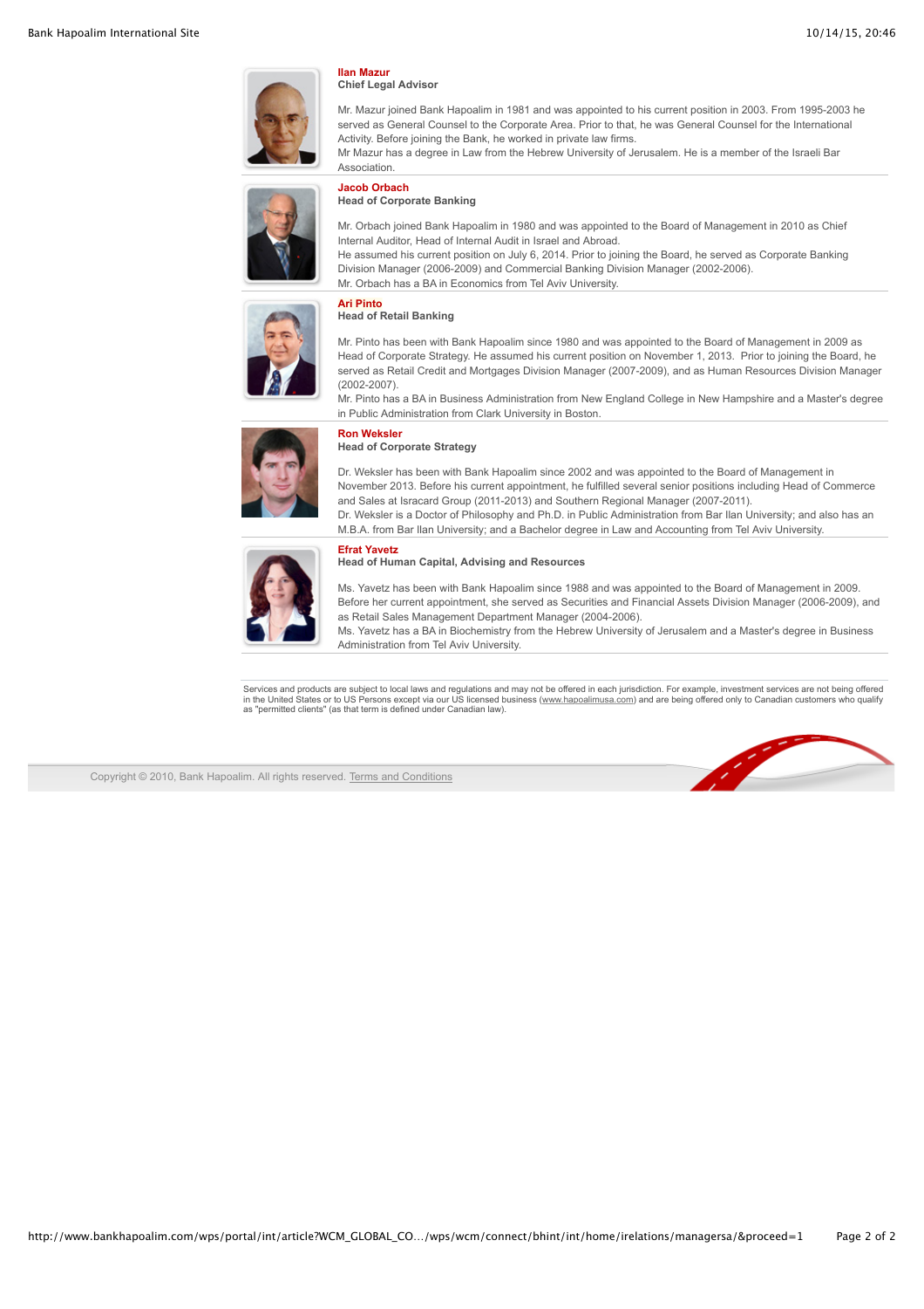**Ilan Mazur**
**Chief Legal Advisor**

Mr. Mazur joined Bank Hapoalim in 1981 and was appointed to his current position in 2003. From 1995-2003 he served as General Counsel to the Corporate Area. Prior to that, he was General Counsel for the International Activity. Before joining the Bank, he worked in private law firms.
Mr Mazur has a degree in Law from the Hebrew University of Jerusalem. He is a member of the Israeli Bar Association.

---

**Jacob Orbach**
**Head of Corporate Banking**

Mr. Orbach joined Bank Hapoalim in 1980 and was appointed to the Board of Management in 2010 as Chief Internal Auditor, Head of Internal Audit in Israel and Abroad.
He assumed his current position on July 6, 2014. Prior to joining the Board, he served as Corporate Banking Division Manager (2006-2009) and Commercial Banking Division Manager (2002-2006).
Mr. Orbach has a BA in Economics from Tel Aviv University.

---

**Ari Pinto**
**Head of Retail Banking**

Mr. Pinto has been with Bank Hapoalim since 1980 and was appointed to the Board of Management in 2009 as Head of Corporate Strategy. He assumed his current position on November 1, 2013. Prior to joining the Board, he served as Retail Credit and Mortgages Division Manager (2007-2009), and as Human Resources Division Manager (2002-2007).
Mr. Pinto has a BA in Business Administration from New England College in New Hampshire and a Master's degree in Public Administration from Clark University in Boston.

---

**Ron Weksler**
**Head of Corporate Strategy**

Dr. Weksler has been with Bank Hapoalim since 2002 and was appointed to the Board of Management in November 2013. Before his current appointment, he fulfilled several senior positions including Head of Commerce and Sales at Isracard Group (2011-2013) and Southern Regional Manager (2007-2011).
Dr. Weksler is a Doctor of Philosophy and Ph.D. in Public Administration from Bar Ilan University; and also has an M.B.A. from Bar Ilan University; and a Bachelor degree in Law and Accounting from Tel Aviv University.

---

**Efrat Yavetz**
**Head of Human Capital, Advising and Resources**

Ms. Yavetz has been with Bank Hapoalim since 1988 and was appointed to the Board of Management in 2009. Before her current appointment, she served as Securities and Financial Assets Division Manager (2006-2009), and as Retail Sales Management Department Manager (2004-2006).
Ms. Yavetz has a BA in Biochemistry from the Hebrew University of Jerusalem and a Master's degree in Business Administration from Tel Aviv University.

---

Services and products are subject to local laws and regulations and may not be offered in each jurisdiction. For example, investment services are not being offered in the United States or to US Persons except via our US licensed business (www.hapoalimusa.com) and are being offered only to Canadian customers who qualify as "permitted clients" (as that term is defined under Canadian law).

Copyright © 2010, Bank Hapoalim. All rights reserved. Terms and Conditions